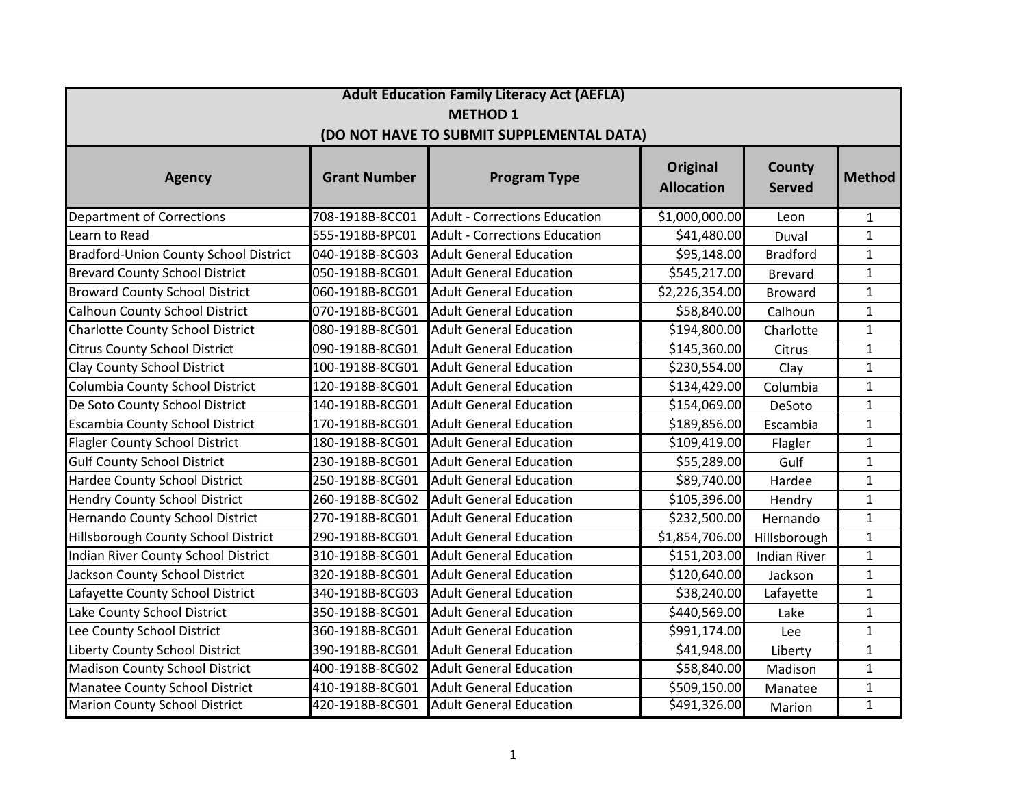## Adult Education Family Literacy Act (AEFLA)
## METHOD 1
## (DO NOT HAVE TO SUBMIT SUPPLEMENTAL DATA)

| Agency | Grant Number | Program Type | Original Allocation | County Served | Method |
|---|---|---|---|---|---|
| Department of Corrections | 708-1918B-8CC01 | Adult - Corrections Education | $1,000,000.00 | Leon | 1 |
| Learn to Read | 555-1918B-8PC01 | Adult - Corrections Education | $41,480.00 | Duval | 1 |
| Bradford-Union County School District | 040-1918B-8CG03 | Adult General Education | $95,148.00 | Bradford | 1 |
| Brevard County School District | 050-1918B-8CG01 | Adult General Education | $545,217.00 | Brevard | 1 |
| Broward County School District | 060-1918B-8CG01 | Adult General Education | $2,226,354.00 | Broward | 1 |
| Calhoun County School District | 070-1918B-8CG01 | Adult General Education | $58,840.00 | Calhoun | 1 |
| Charlotte County School District | 080-1918B-8CG01 | Adult General Education | $194,800.00 | Charlotte | 1 |
| Citrus County School District | 090-1918B-8CG01 | Adult General Education | $145,360.00 | Citrus | 1 |
| Clay County School District | 100-1918B-8CG01 | Adult General Education | $230,554.00 | Clay | 1 |
| Columbia County School District | 120-1918B-8CG01 | Adult General Education | $134,429.00 | Columbia | 1 |
| De Soto County School District | 140-1918B-8CG01 | Adult General Education | $154,069.00 | DeSoto | 1 |
| Escambia County School District | 170-1918B-8CG01 | Adult General Education | $189,856.00 | Escambia | 1 |
| Flagler County School District | 180-1918B-8CG01 | Adult General Education | $109,419.00 | Flagler | 1 |
| Gulf County School District | 230-1918B-8CG01 | Adult General Education | $55,289.00 | Gulf | 1 |
| Hardee County School District | 250-1918B-8CG01 | Adult General Education | $89,740.00 | Hardee | 1 |
| Hendry County School District | 260-1918B-8CG02 | Adult General Education | $105,396.00 | Hendry | 1 |
| Hernando County School District | 270-1918B-8CG01 | Adult General Education | $232,500.00 | Hernando | 1 |
| Hillsborough County School District | 290-1918B-8CG01 | Adult General Education | $1,854,706.00 | Hillsborough | 1 |
| Indian River County School District | 310-1918B-8CG01 | Adult General Education | $151,203.00 | Indian River | 1 |
| Jackson County School District | 320-1918B-8CG01 | Adult General Education | $120,640.00 | Jackson | 1 |
| Lafayette County School District | 340-1918B-8CG03 | Adult General Education | $38,240.00 | Lafayette | 1 |
| Lake County School District | 350-1918B-8CG01 | Adult General Education | $440,569.00 | Lake | 1 |
| Lee County School District | 360-1918B-8CG01 | Adult General Education | $991,174.00 | Lee | 1 |
| Liberty County School District | 390-1918B-8CG01 | Adult General Education | $41,948.00 | Liberty | 1 |
| Madison County School District | 400-1918B-8CG02 | Adult General Education | $58,840.00 | Madison | 1 |
| Manatee County School District | 410-1918B-8CG01 | Adult General Education | $509,150.00 | Manatee | 1 |
| Marion County School District | 420-1918B-8CG01 | Adult General Education | $491,326.00 | Marion | 1 |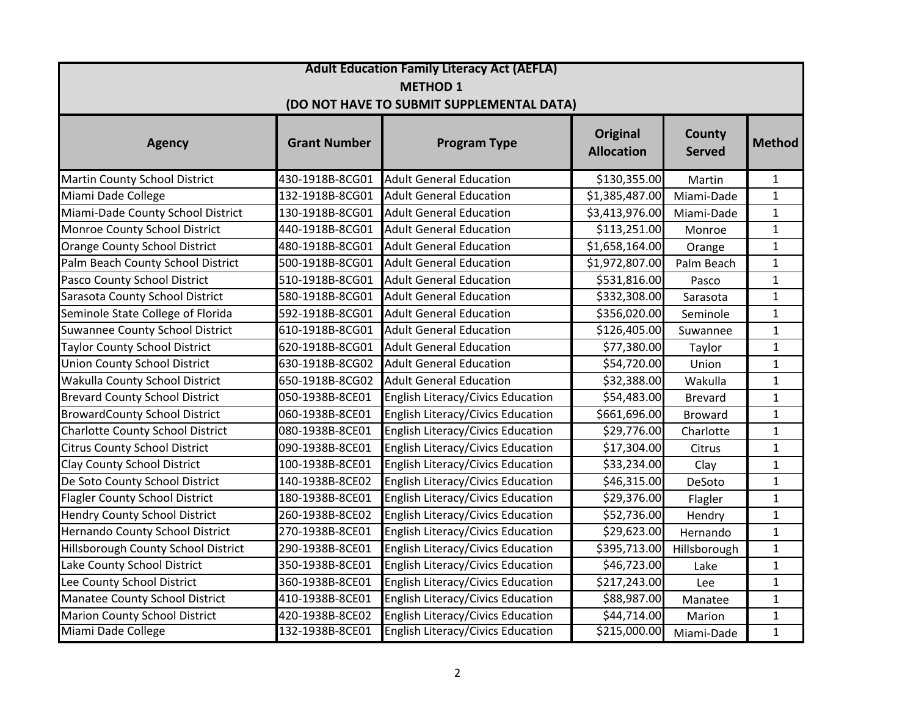**Adult Education Family Literacy Act (AEFLA)**
**METHOD 1**
**(DO NOT HAVE TO SUBMIT SUPPLEMENTAL DATA)**

| Agency | Grant Number | Program Type | Original Allocation | County Served | Method |
|---|---|---|---|---|---|
| Martin County School District | 430-1918B-8CG01 | Adult General Education | $130,355.00 | Martin | 1 |
| Miami Dade College | 132-1918B-8CG01 | Adult General Education | $1,385,487.00 | Miami-Dade | 1 |
| Miami-Dade County School District | 130-1918B-8CG01 | Adult General Education | $3,413,976.00 | Miami-Dade | 1 |
| Monroe County School District | 440-1918B-8CG01 | Adult General Education | $113,251.00 | Monroe | 1 |
| Orange County School District | 480-1918B-8CG01 | Adult General Education | $1,658,164.00 | Orange | 1 |
| Palm Beach County School District | 500-1918B-8CG01 | Adult General Education | $1,972,807.00 | Palm Beach | 1 |
| Pasco County School District | 510-1918B-8CG01 | Adult General Education | $531,816.00 | Pasco | 1 |
| Sarasota County School District | 580-1918B-8CG01 | Adult General Education | $332,308.00 | Sarasota | 1 |
| Seminole State College of Florida | 592-1918B-8CG01 | Adult General Education | $356,020.00 | Seminole | 1 |
| Suwannee County School District | 610-1918B-8CG01 | Adult General Education | $126,405.00 | Suwannee | 1 |
| Taylor County School District | 620-1918B-8CG01 | Adult General Education | $77,380.00 | Taylor | 1 |
| Union County School District | 630-1918B-8CG02 | Adult General Education | $54,720.00 | Union | 1 |
| Wakulla County School District | 650-1918B-8CG02 | Adult General Education | $32,388.00 | Wakulla | 1 |
| Brevard County School District | 050-1938B-8CE01 | English Literacy/Civics Education | $54,483.00 | Brevard | 1 |
| BrowardCounty School District | 060-1938B-8CE01 | English Literacy/Civics Education | $661,696.00 | Broward | 1 |
| Charlotte County School District | 080-1938B-8CE01 | English Literacy/Civics Education | $29,776.00 | Charlotte | 1 |
| Citrus County School District | 090-1938B-8CE01 | English Literacy/Civics Education | $17,304.00 | Citrus | 1 |
| Clay County School District | 100-1938B-8CE01 | English Literacy/Civics Education | $33,234.00 | Clay | 1 |
| De Soto County School District | 140-1938B-8CE02 | English Literacy/Civics Education | $46,315.00 | DeSoto | 1 |
| Flagler County School District | 180-1938B-8CE01 | English Literacy/Civics Education | $29,376.00 | Flagler | 1 |
| Hendry County School District | 260-1938B-8CE02 | English Literacy/Civics Education | $52,736.00 | Hendry | 1 |
| Hernando County School District | 270-1938B-8CE01 | English Literacy/Civics Education | $29,623.00 | Hernando | 1 |
| Hillsborough County School District | 290-1938B-8CE01 | English Literacy/Civics Education | $395,713.00 | Hillsborough | 1 |
| Lake County School District | 350-1938B-8CE01 | English Literacy/Civics Education | $46,723.00 | Lake | 1 |
| Lee County School District | 360-1938B-8CE01 | English Literacy/Civics Education | $217,243.00 | Lee | 1 |
| Manatee County School District | 410-1938B-8CE01 | English Literacy/Civics Education | $88,987.00 | Manatee | 1 |
| Marion County School District | 420-1938B-8CE02 | English Literacy/Civics Education | $44,714.00 | Marion | 1 |
| Miami Dade College | 132-1938B-8CE01 | English Literacy/Civics Education | $215,000.00 | Miami-Dade | 1 |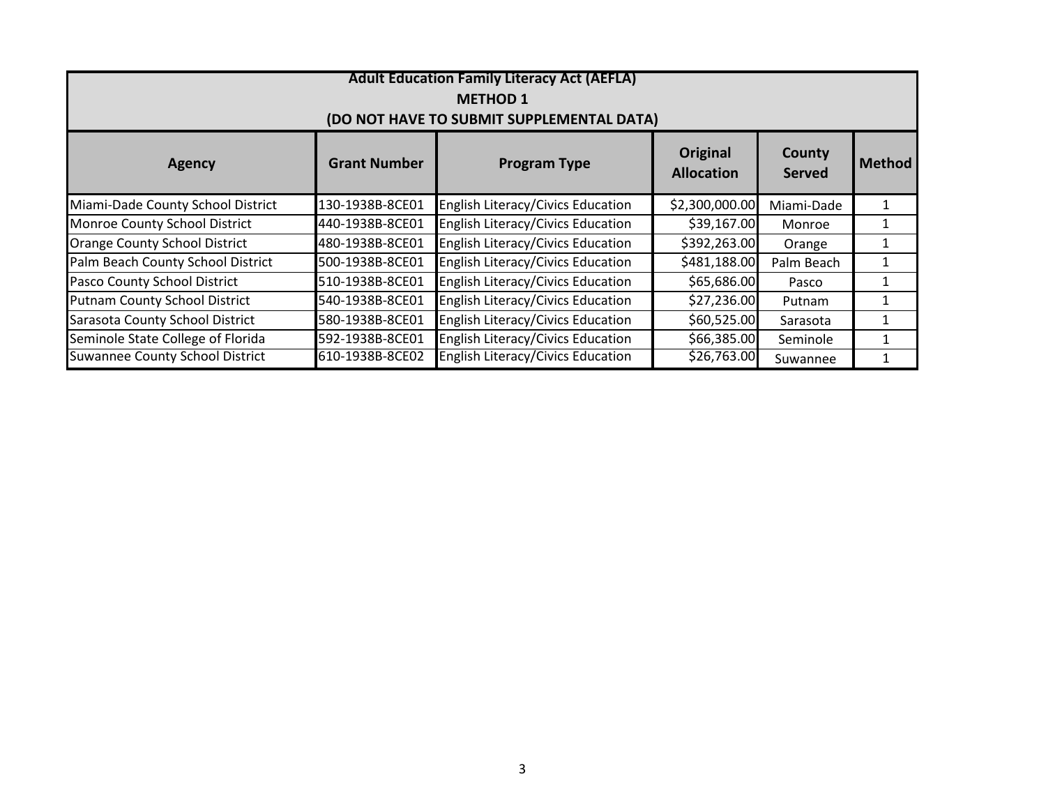| Adult Education Family Literacy Act (AEFLA) METHOD 1 (DO NOT HAVE TO SUBMIT SUPPLEMENTAL DATA) | | | | | |
|---|---|---|---|---|---|
| **Agency** | **Grant Number** | **Program Type** | **Original Allocation** | **County Served** | **Method** |
| Miami-Dade County School District | 130-1938B-8CE01 | English Literacy/Civics Education | $2,300,000.00 | Miami-Dade | 1 |
| Monroe County School District | 440-1938B-8CE01 | English Literacy/Civics Education | $39,167.00 | Monroe | 1 |
| Orange County School District | 480-1938B-8CE01 | English Literacy/Civics Education | $392,263.00 | Orange | 1 |
| Palm Beach County School District | 500-1938B-8CE01 | English Literacy/Civics Education | $481,188.00 | Palm Beach | 1 |
| Pasco County School District | 510-1938B-8CE01 | English Literacy/Civics Education | $65,686.00 | Pasco | 1 |
| Putnam County School District | 540-1938B-8CE01 | English Literacy/Civics Education | $27,236.00 | Putnam | 1 |
| Sarasota County School District | 580-1938B-8CE01 | English Literacy/Civics Education | $60,525.00 | Sarasota | 1 |
| Seminole State College of Florida | 592-1938B-8CE01 | English Literacy/Civics Education | $66,385.00 | Seminole | 1 |
| Suwannee County School District | 610-1938B-8CE02 | English Literacy/Civics Education | $26,763.00 | Suwannee | 1 |